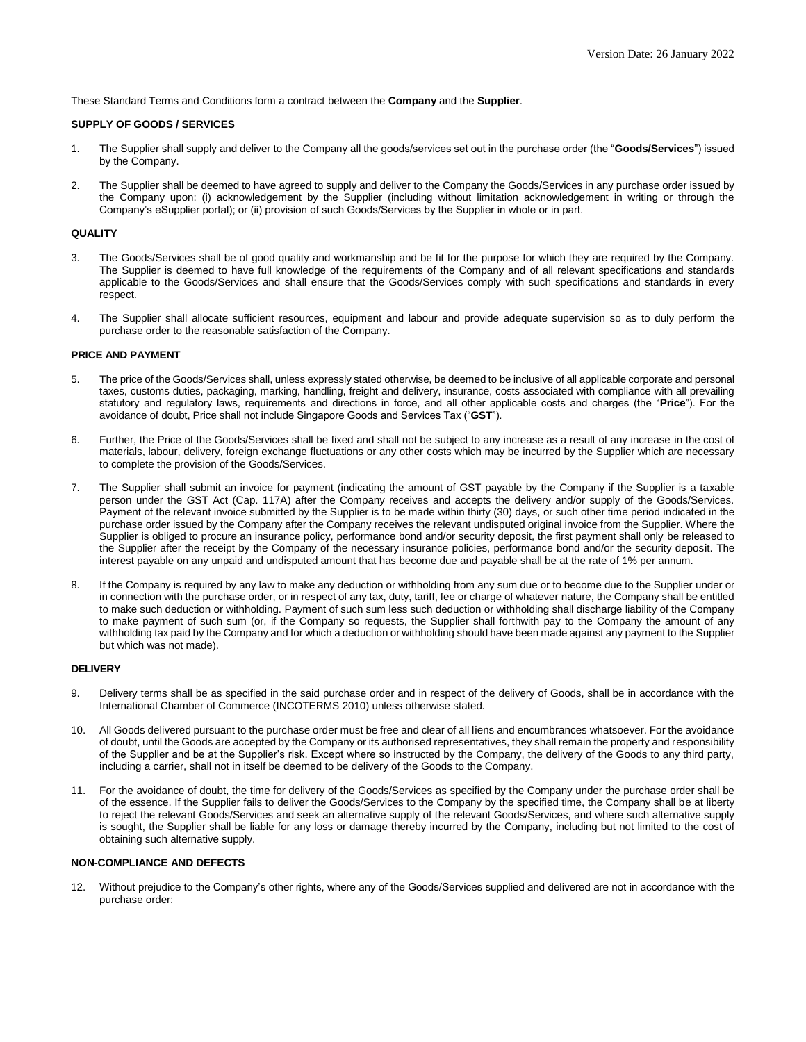Version Date: 26 January 2022

These Standard Terms and Conditions form a contract between the **Company** and the **Supplier**.

**SUPPLY OF GOODS / SERVICES**

1. The Supplier shall supply and deliver to the Company all the goods/services set out in the purchase order (the "**Goods/Services**") issued by the Company.

2. The Supplier shall be deemed to have agreed to supply and deliver to the Company the Goods/Services in any purchase order issued by the Company upon: (i) acknowledgement by the Supplier (including without limitation acknowledgement in writing or through the Company's eSupplier portal); or (ii) provision of such Goods/Services by the Supplier in whole or in part.

**QUALITY**

3. The Goods/Services shall be of good quality and workmanship and be fit for the purpose for which they are required by the Company. The Supplier is deemed to have full knowledge of the requirements of the Company and of all relevant specifications and standards applicable to the Goods/Services and shall ensure that the Goods/Services comply with such specifications and standards in every respect.

4. The Supplier shall allocate sufficient resources, equipment and labour and provide adequate supervision so as to duly perform the purchase order to the reasonable satisfaction of the Company.

**PRICE AND PAYMENT**

5. The price of the Goods/Services shall, unless expressly stated otherwise, be deemed to be inclusive of all applicable corporate and personal taxes, customs duties, packaging, marking, handling, freight and delivery, insurance, costs associated with compliance with all prevailing statutory and regulatory laws, requirements and directions in force, and all other applicable costs and charges (the "**Price**"). For the avoidance of doubt, Price shall not include Singapore Goods and Services Tax ("**GST**").

6. Further, the Price of the Goods/Services shall be fixed and shall not be subject to any increase as a result of any increase in the cost of materials, labour, delivery, foreign exchange fluctuations or any other costs which may be incurred by the Supplier which are necessary to complete the provision of the Goods/Services.

7. The Supplier shall submit an invoice for payment (indicating the amount of GST payable by the Company if the Supplier is a taxable person under the GST Act (Cap. 117A) after the Company receives and accepts the delivery and/or supply of the Goods/Services. Payment of the relevant invoice submitted by the Supplier is to be made within thirty (30) days, or such other time period indicated in the purchase order issued by the Company after the Company receives the relevant undisputed original invoice from the Supplier. Where the Supplier is obliged to procure an insurance policy, performance bond and/or security deposit, the first payment shall only be released to the Supplier after the receipt by the Company of the necessary insurance policies, performance bond and/or the security deposit. The interest payable on any unpaid and undisputed amount that has become due and payable shall be at the rate of 1% per annum.

8. If the Company is required by any law to make any deduction or withholding from any sum due or to become due to the Supplier under or in connection with the purchase order, or in respect of any tax, duty, tariff, fee or charge of whatever nature, the Company shall be entitled to make such deduction or withholding. Payment of such sum less such deduction or withholding shall discharge liability of the Company to make payment of such sum (or, if the Company so requests, the Supplier shall forthwith pay to the Company the amount of any withholding tax paid by the Company and for which a deduction or withholding should have been made against any payment to the Supplier but which was not made).

**DELIVERY**

9. Delivery terms shall be as specified in the said purchase order and in respect of the delivery of Goods, shall be in accordance with the International Chamber of Commerce (INCOTERMS 2010) unless otherwise stated.

10. All Goods delivered pursuant to the purchase order must be free and clear of all liens and encumbrances whatsoever. For the avoidance of doubt, until the Goods are accepted by the Company or its authorised representatives, they shall remain the property and responsibility of the Supplier and be at the Supplier's risk. Except where so instructed by the Company, the delivery of the Goods to any third party, including a carrier, shall not in itself be deemed to be delivery of the Goods to the Company.

11. For the avoidance of doubt, the time for delivery of the Goods/Services as specified by the Company under the purchase order shall be of the essence. If the Supplier fails to deliver the Goods/Services to the Company by the specified time, the Company shall be at liberty to reject the relevant Goods/Services and seek an alternative supply of the relevant Goods/Services, and where such alternative supply is sought, the Supplier shall be liable for any loss or damage thereby incurred by the Company, including but not limited to the cost of obtaining such alternative supply.

**NON-COMPLIANCE AND DEFECTS**

12. Without prejudice to the Company's other rights, where any of the Goods/Services supplied and delivered are not in accordance with the purchase order: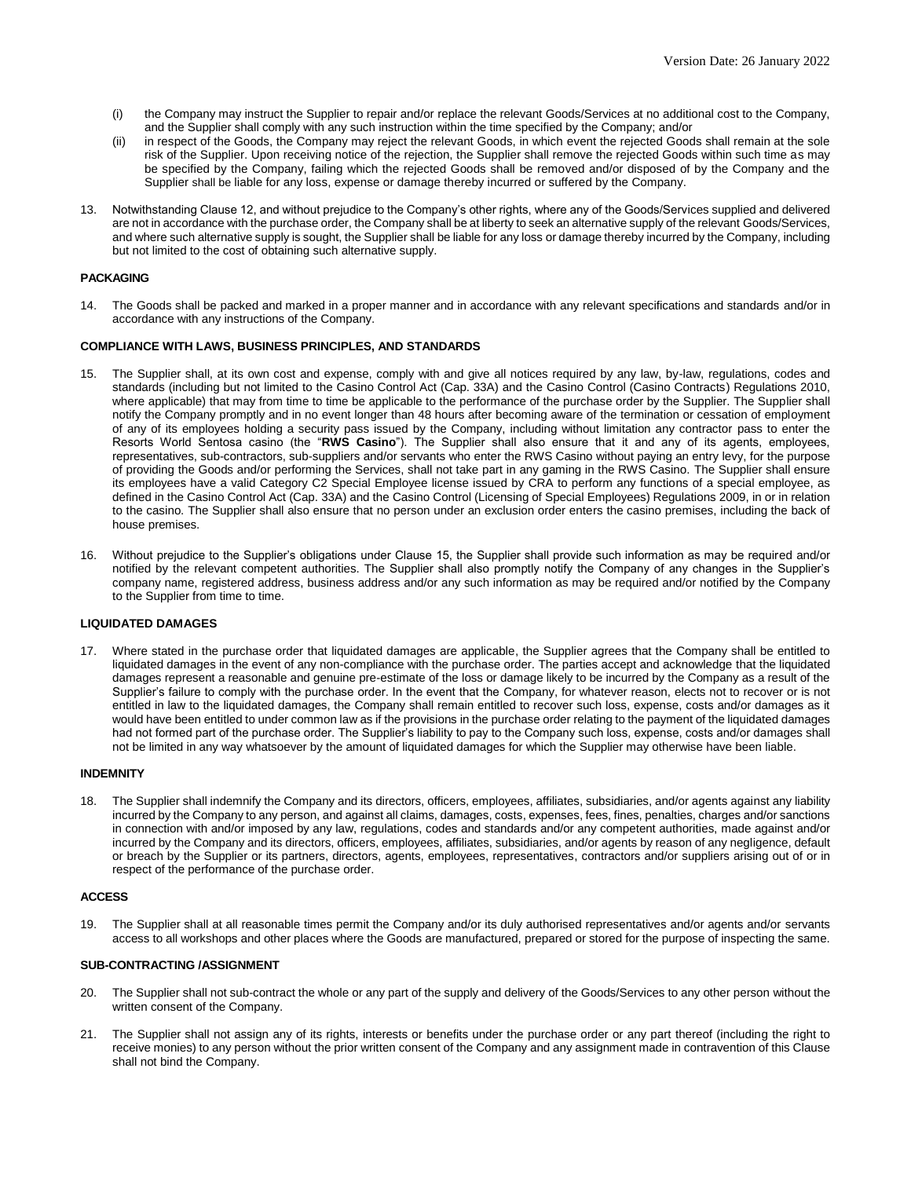(i) the Company may instruct the Supplier to repair and/or replace the relevant Goods/Services at no additional cost to the Company, and the Supplier shall comply with any such instruction within the time specified by the Company; and/or

(ii) in respect of the Goods, the Company may reject the relevant Goods, in which event the rejected Goods shall remain at the sole risk of the Supplier. Upon receiving notice of the rejection, the Supplier shall remove the rejected Goods within such time as may be specified by the Company, failing which the rejected Goods shall be removed and/or disposed of by the Company and the Supplier shall be liable for any loss, expense or damage thereby incurred or suffered by the Company.

13. Notwithstanding Clause 12, and without prejudice to the Company's other rights, where any of the Goods/Services supplied and delivered are not in accordance with the purchase order, the Company shall be at liberty to seek an alternative supply of the relevant Goods/Services, and where such alternative supply is sought, the Supplier shall be liable for any loss or damage thereby incurred by the Company, including but not limited to the cost of obtaining such alternative supply.

**PACKAGING**

14. The Goods shall be packed and marked in a proper manner and in accordance with any relevant specifications and standards and/or in accordance with any instructions of the Company.

**COMPLIANCE WITH LAWS, BUSINESS PRINCIPLES, AND STANDARDS**

15. The Supplier shall, at its own cost and expense, comply with and give all notices required by any law, by-law, regulations, codes and standards (including but not limited to the Casino Control Act (Cap. 33A) and the Casino Control (Casino Contracts) Regulations 2010, where applicable) that may from time to time be applicable to the performance of the purchase order by the Supplier. The Supplier shall notify the Company promptly and in no event longer than 48 hours after becoming aware of the termination or cessation of employment of any of its employees holding a security pass issued by the Company, including without limitation any contractor pass to enter the Resorts World Sentosa casino (the "**RWS Casino**"). The Supplier shall also ensure that it and any of its agents, employees, representatives, sub-contractors, sub-suppliers and/or servants who enter the RWS Casino without paying an entry levy, for the purpose of providing the Goods and/or performing the Services, shall not take part in any gaming in the RWS Casino. The Supplier shall ensure its employees have a valid Category C2 Special Employee license issued by CRA to perform any functions of a special employee, as defined in the Casino Control Act (Cap. 33A) and the Casino Control (Licensing of Special Employees) Regulations 2009, in or in relation to the casino. The Supplier shall also ensure that no person under an exclusion order enters the casino premises, including the back of house premises.

16. Without prejudice to the Supplier's obligations under Clause 15, the Supplier shall provide such information as may be required and/or notified by the relevant competent authorities. The Supplier shall also promptly notify the Company of any changes in the Supplier's company name, registered address, business address and/or any such information as may be required and/or notified by the Company to the Supplier from time to time.

**LIQUIDATED DAMAGES**

17. Where stated in the purchase order that liquidated damages are applicable, the Supplier agrees that the Company shall be entitled to liquidated damages in the event of any non-compliance with the purchase order. The parties accept and acknowledge that the liquidated damages represent a reasonable and genuine pre-estimate of the loss or damage likely to be incurred by the Company as a result of the Supplier's failure to comply with the purchase order. In the event that the Company, for whatever reason, elects not to recover or is not entitled in law to the liquidated damages, the Company shall remain entitled to recover such loss, expense, costs and/or damages as it would have been entitled to under common law as if the provisions in the purchase order relating to the payment of the liquidated damages had not formed part of the purchase order. The Supplier's liability to pay to the Company such loss, expense, costs and/or damages shall not be limited in any way whatsoever by the amount of liquidated damages for which the Supplier may otherwise have been liable.

**INDEMNITY**

18. The Supplier shall indemnify the Company and its directors, officers, employees, affiliates, subsidiaries, and/or agents against any liability incurred by the Company to any person, and against all claims, damages, costs, expenses, fees, fines, penalties, charges and/or sanctions in connection with and/or imposed by any law, regulations, codes and standards and/or any competent authorities, made against and/or incurred by the Company and its directors, officers, employees, affiliates, subsidiaries, and/or agents by reason of any negligence, default or breach by the Supplier or its partners, directors, agents, employees, representatives, contractors and/or suppliers arising out of or in respect of the performance of the purchase order.

**ACCESS**

19. The Supplier shall at all reasonable times permit the Company and/or its duly authorised representatives and/or agents and/or servants access to all workshops and other places where the Goods are manufactured, prepared or stored for the purpose of inspecting the same.

**SUB-CONTRACTING /ASSIGNMENT**

20. The Supplier shall not sub-contract the whole or any part of the supply and delivery of the Goods/Services to any other person without the written consent of the Company.

21. The Supplier shall not assign any of its rights, interests or benefits under the purchase order or any part thereof (including the right to receive monies) to any person without the prior written consent of the Company and any assignment made in contravention of this Clause shall not bind the Company.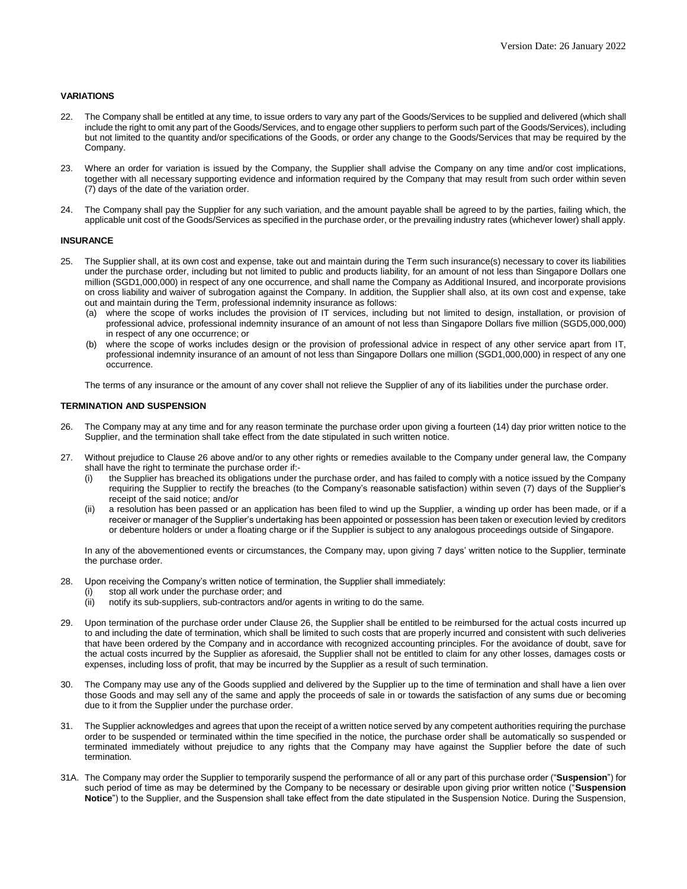## VARIATIONS

22. The Company shall be entitled at any time, to issue orders to vary any part of the Goods/Services to be supplied and delivered (which shall include the right to omit any part of the Goods/Services, and to engage other suppliers to perform such part of the Goods/Services), including but not limited to the quantity and/or specifications of the Goods, or order any change to the Goods/Services that may be required by the Company.

23. Where an order for variation is issued by the Company, the Supplier shall advise the Company on any time and/or cost implications, together with all necessary supporting evidence and information required by the Company that may result from such order within seven (7) days of the date of the variation order.

24. The Company shall pay the Supplier for any such variation, and the amount payable shall be agreed to by the parties, failing which, the applicable unit cost of the Goods/Services as specified in the purchase order, or the prevailing industry rates (whichever lower) shall apply.

## INSURANCE

25. The Supplier shall, at its own cost and expense, take out and maintain during the Term such insurance(s) necessary to cover its liabilities under the purchase order, including but not limited to public and products liability, for an amount of not less than Singapore Dollars one million (SGD1,000,000) in respect of any one occurrence, and shall name the Company as Additional Insured, and incorporate provisions on cross liability and waiver of subrogation against the Company. In addition, the Supplier shall also, at its own cost and expense, take out and maintain during the Term, professional indemnity insurance as follows:
    (a) where the scope of works includes the provision of IT services, including but not limited to design, installation, or provision of professional advice, professional indemnity insurance of an amount of not less than Singapore Dollars five million (SGD5,000,000) in respect of any one occurrence; or
    (b) where the scope of works includes design or the provision of professional advice in respect of any other service apart from IT, professional indemnity insurance of an amount of not less than Singapore Dollars one million (SGD1,000,000) in respect of any one occurrence.

    The terms of any insurance or the amount of any cover shall not relieve the Supplier of any of its liabilities under the purchase order.

## TERMINATION AND SUSPENSION

26. The Company may at any time and for any reason terminate the purchase order upon giving a fourteen (14) day prior written notice to the Supplier, and the termination shall take effect from the date stipulated in such written notice.

27. Without prejudice to Clause 26 above and/or to any other rights or remedies available to the Company under general law, the Company shall have the right to terminate the purchase order if:-
    (i) the Supplier has breached its obligations under the purchase order, and has failed to comply with a notice issued by the Company requiring the Supplier to rectify the breaches (to the Company's reasonable satisfaction) within seven (7) days of the Supplier's receipt of the said notice; and/or
    (ii) a resolution has been passed or an application has been filed to wind up the Supplier, a winding up order has been made, or if a receiver or manager of the Supplier's undertaking has been appointed or possession has been taken or execution levied by creditors or debenture holders or under a floating charge or if the Supplier is subject to any analogous proceedings outside of Singapore.

    In any of the abovementioned events or circumstances, the Company may, upon giving 7 days' written notice to the Supplier, terminate the purchase order.

28. Upon receiving the Company's written notice of termination, the Supplier shall immediately:
    (i) stop all work under the purchase order; and
    (ii) notify its sub-suppliers, sub-contractors and/or agents in writing to do the same.

29. Upon termination of the purchase order under Clause 26, the Supplier shall be entitled to be reimbursed for the actual costs incurred up to and including the date of termination, which shall be limited to such costs that are properly incurred and consistent with such deliveries that have been ordered by the Company and in accordance with recognized accounting principles. For the avoidance of doubt, save for the actual costs incurred by the Supplier as aforesaid, the Supplier shall not be entitled to claim for any other losses, damages costs or expenses, including loss of profit, that may be incurred by the Supplier as a result of such termination.

30. The Company may use any of the Goods supplied and delivered by the Supplier up to the time of termination and shall have a lien over those Goods and may sell any of the same and apply the proceeds of sale in or towards the satisfaction of any sums due or becoming due to it from the Supplier under the purchase order.

31. The Supplier acknowledges and agrees that upon the receipt of a written notice served by any competent authorities requiring the purchase order to be suspended or terminated within the time specified in the notice, the purchase order shall be automatically so suspended or terminated immediately without prejudice to any rights that the Company may have against the Supplier before the date of such termination.

31A. The Company may order the Supplier to temporarily suspend the performance of all or any part of this purchase order ("**Suspension**") for such period of time as may be determined by the Company to be necessary or desirable upon giving prior written notice ("**Suspension Notice**") to the Supplier, and the Suspension shall take effect from the date stipulated in the Suspension Notice. During the Suspension,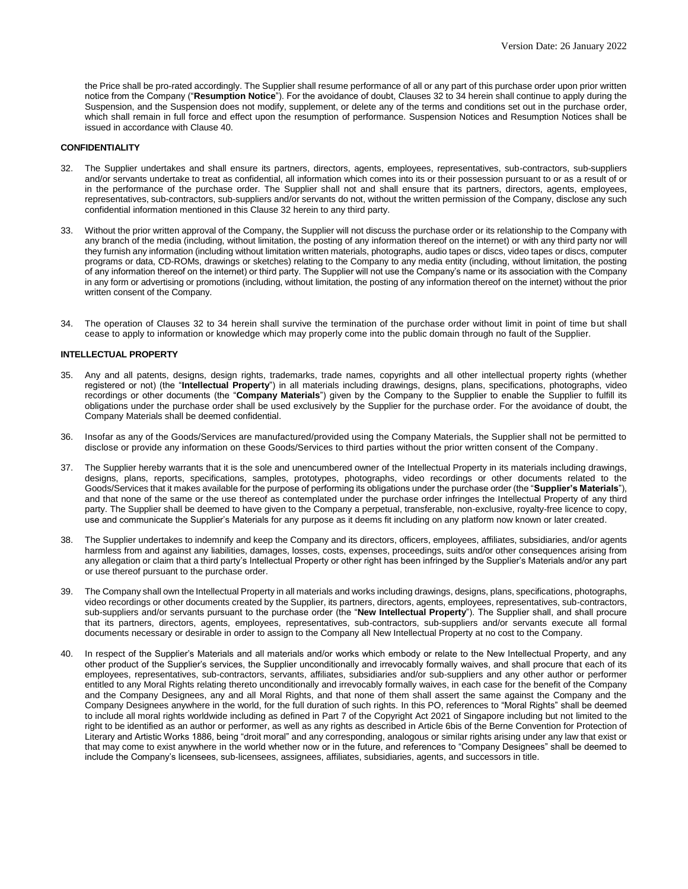the Price shall be pro-rated accordingly. The Supplier shall resume performance of all or any part of this purchase order upon prior written notice from the Company ("**Resumption Notice**"). For the avoidance of doubt, Clauses 32 to 34 herein shall continue to apply during the Suspension, and the Suspension does not modify, supplement, or delete any of the terms and conditions set out in the purchase order, which shall remain in full force and effect upon the resumption of performance. Suspension Notices and Resumption Notices shall be issued in accordance with Clause 40.

**CONFIDENTIALITY**

32. The Supplier undertakes and shall ensure its partners, directors, agents, employees, representatives, sub-contractors, sub-suppliers and/or servants undertake to treat as confidential, all information which comes into its or their possession pursuant to or as a result of or in the performance of the purchase order. The Supplier shall not and shall ensure that its partners, directors, agents, employees, representatives, sub-contractors, sub-suppliers and/or servants do not, without the written permission of the Company, disclose any such confidential information mentioned in this Clause 32 herein to any third party.

33. Without the prior written approval of the Company, the Supplier will not discuss the purchase order or its relationship to the Company with any branch of the media (including, without limitation, the posting of any information thereof on the internet) or with any third party nor will they furnish any information (including without limitation written materials, photographs, audio tapes or discs, video tapes or discs, computer programs or data, CD-ROMs, drawings or sketches) relating to the Company to any media entity (including, without limitation, the posting of any information thereof on the internet) or third party. The Supplier will not use the Company's name or its association with the Company in any form or advertising or promotions (including, without limitation, the posting of any information thereof on the internet) without the prior written consent of the Company.

34. The operation of Clauses 32 to 34 herein shall survive the termination of the purchase order without limit in point of time but shall cease to apply to information or knowledge which may properly come into the public domain through no fault of the Supplier.

**INTELLECTUAL PROPERTY**

35. Any and all patents, designs, design rights, trademarks, trade names, copyrights and all other intellectual property rights (whether registered or not) (the "**Intellectual Property**") in all materials including drawings, designs, plans, specifications, photographs, video recordings or other documents (the "**Company Materials**") given by the Company to the Supplier to enable the Supplier to fulfill its obligations under the purchase order shall be used exclusively by the Supplier for the purchase order. For the avoidance of doubt, the Company Materials shall be deemed confidential.

36. Insofar as any of the Goods/Services are manufactured/provided using the Company Materials, the Supplier shall not be permitted to disclose or provide any information on these Goods/Services to third parties without the prior written consent of the Company.

37. The Supplier hereby warrants that it is the sole and unencumbered owner of the Intellectual Property in its materials including drawings, designs, plans, reports, specifications, samples, prototypes, photographs, video recordings or other documents related to the Goods/Services that it makes available for the purpose of performing its obligations under the purchase order (the "**Supplier's Materials**"), and that none of the same or the use thereof as contemplated under the purchase order infringes the Intellectual Property of any third party. The Supplier shall be deemed to have given to the Company a perpetual, transferable, non-exclusive, royalty-free licence to copy, use and communicate the Supplier's Materials for any purpose as it deems fit including on any platform now known or later created.

38. The Supplier undertakes to indemnify and keep the Company and its directors, officers, employees, affiliates, subsidiaries, and/or agents harmless from and against any liabilities, damages, losses, costs, expenses, proceedings, suits and/or other consequences arising from any allegation or claim that a third party's Intellectual Property or other right has been infringed by the Supplier's Materials and/or any part or use thereof pursuant to the purchase order.

39. The Company shall own the Intellectual Property in all materials and works including drawings, designs, plans, specifications, photographs, video recordings or other documents created by the Supplier, its partners, directors, agents, employees, representatives, sub-contractors, sub-suppliers and/or servants pursuant to the purchase order (the "**New Intellectual Property**"). The Supplier shall, and shall procure that its partners, directors, agents, employees, representatives, sub-contractors, sub-suppliers and/or servants execute all formal documents necessary or desirable in order to assign to the Company all New Intellectual Property at no cost to the Company.

40. In respect of the Supplier's Materials and all materials and/or works which embody or relate to the New Intellectual Property, and any other product of the Supplier's services, the Supplier unconditionally and irrevocably formally waives, and shall procure that each of its employees, representatives, sub-contractors, servants, affiliates, subsidiaries and/or sub-suppliers and any other author or performer entitled to any Moral Rights relating thereto unconditionally and irrevocably formally waives, in each case for the benefit of the Company and the Company Designees, any and all Moral Rights, and that none of them shall assert the same against the Company and the Company Designees anywhere in the world, for the full duration of such rights. In this PO, references to "Moral Rights" shall be deemed to include all moral rights worldwide including as defined in Part 7 of the Copyright Act 2021 of Singapore including but not limited to the right to be identified as an author or performer, as well as any rights as described in Article 6bis of the Berne Convention for Protection of Literary and Artistic Works 1886, being "droit moral" and any corresponding, analogous or similar rights arising under any law that exist or that may come to exist anywhere in the world whether now or in the future, and references to "Company Designees" shall be deemed to include the Company's licensees, sub-licensees, assignees, affiliates, subsidiaries, agents, and successors in title.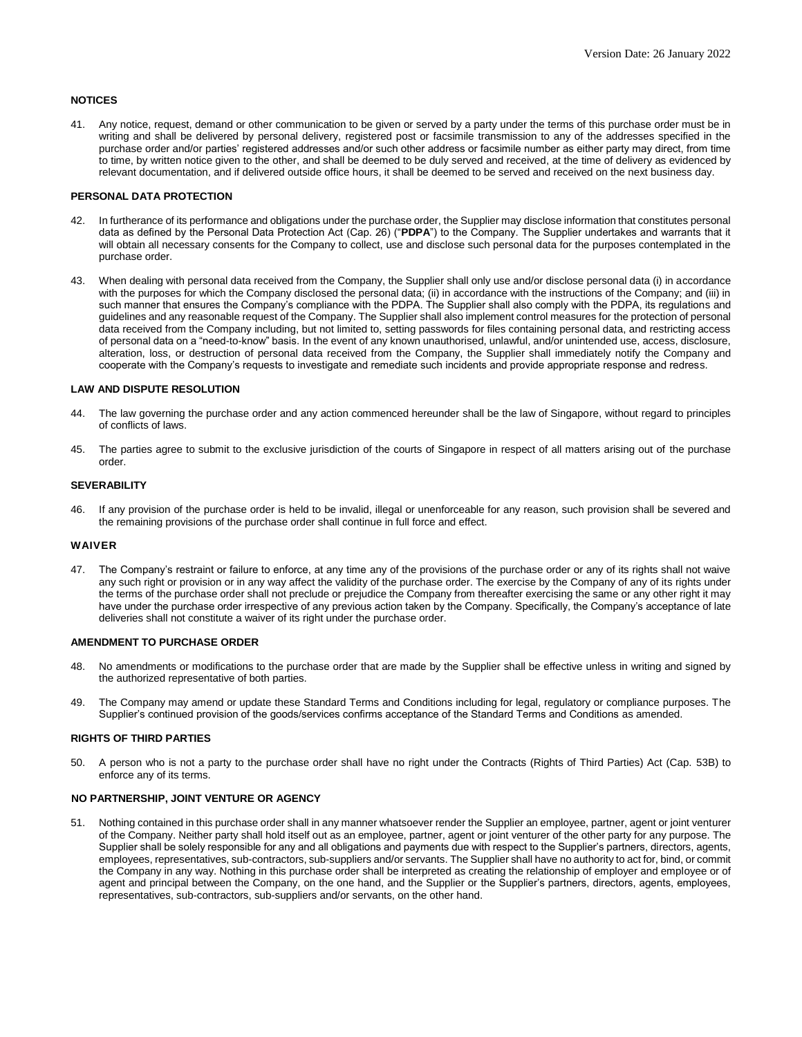## NOTICES

41. Any notice, request, demand or other communication to be given or served by a party under the terms of this purchase order must be in writing and shall be delivered by personal delivery, registered post or facsimile transmission to any of the addresses specified in the purchase order and/or parties' registered addresses and/or such other address or facsimile number as either party may direct, from time to time, by written notice given to the other, and shall be deemed to be duly served and received, at the time of delivery as evidenced by relevant documentation, and if delivered outside office hours, it shall be deemed to be served and received on the next business day.

## PERSONAL DATA PROTECTION

42. In furtherance of its performance and obligations under the purchase order, the Supplier may disclose information that constitutes personal data as defined by the Personal Data Protection Act (Cap. 26) ("**PDPA**") to the Company. The Supplier undertakes and warrants that it will obtain all necessary consents for the Company to collect, use and disclose such personal data for the purposes contemplated in the purchase order.

43. When dealing with personal data received from the Company, the Supplier shall only use and/or disclose personal data (i) in accordance with the purposes for which the Company disclosed the personal data; (ii) in accordance with the instructions of the Company; and (iii) in such manner that ensures the Company's compliance with the PDPA. The Supplier shall also comply with the PDPA, its regulations and guidelines and any reasonable request of the Company. The Supplier shall also implement control measures for the protection of personal data received from the Company including, but not limited to, setting passwords for files containing personal data, and restricting access of personal data on a "need-to-know" basis. In the event of any known unauthorised, unlawful, and/or unintended use, access, disclosure, alteration, loss, or destruction of personal data received from the Company, the Supplier shall immediately notify the Company and cooperate with the Company's requests to investigate and remediate such incidents and provide appropriate response and redress.

## LAW AND DISPUTE RESOLUTION

44. The law governing the purchase order and any action commenced hereunder shall be the law of Singapore, without regard to principles of conflicts of laws.

45. The parties agree to submit to the exclusive jurisdiction of the courts of Singapore in respect of all matters arising out of the purchase order.

## SEVERABILITY

46. If any provision of the purchase order is held to be invalid, illegal or unenforceable for any reason, such provision shall be severed and the remaining provisions of the purchase order shall continue in full force and effect.

## WAIVER

47. The Company's restraint or failure to enforce, at any time any of the provisions of the purchase order or any of its rights shall not waive any such right or provision or in any way affect the validity of the purchase order. The exercise by the Company of any of its rights under the terms of the purchase order shall not preclude or prejudice the Company from thereafter exercising the same or any other right it may have under the purchase order irrespective of any previous action taken by the Company. Specifically, the Company's acceptance of late deliveries shall not constitute a waiver of its right under the purchase order.

## AMENDMENT TO PURCHASE ORDER

48. No amendments or modifications to the purchase order that are made by the Supplier shall be effective unless in writing and signed by the authorized representative of both parties.

49. The Company may amend or update these Standard Terms and Conditions including for legal, regulatory or compliance purposes. The Supplier's continued provision of the goods/services confirms acceptance of the Standard Terms and Conditions as amended.

## RIGHTS OF THIRD PARTIES

50. A person who is not a party to the purchase order shall have no right under the Contracts (Rights of Third Parties) Act (Cap. 53B) to enforce any of its terms.

## NO PARTNERSHIP, JOINT VENTURE OR AGENCY

51. Nothing contained in this purchase order shall in any manner whatsoever render the Supplier an employee, partner, agent or joint venturer of the Company. Neither party shall hold itself out as an employee, partner, agent or joint venturer of the other party for any purpose. The Supplier shall be solely responsible for any and all obligations and payments due with respect to the Supplier's partners, directors, agents, employees, representatives, sub-contractors, sub-suppliers and/or servants. The Supplier shall have no authority to act for, bind, or commit the Company in any way. Nothing in this purchase order shall be interpreted as creating the relationship of employer and employee or of agent and principal between the Company, on the one hand, and the Supplier or the Supplier's partners, directors, agents, employees, representatives, sub-contractors, sub-suppliers and/or servants, on the other hand.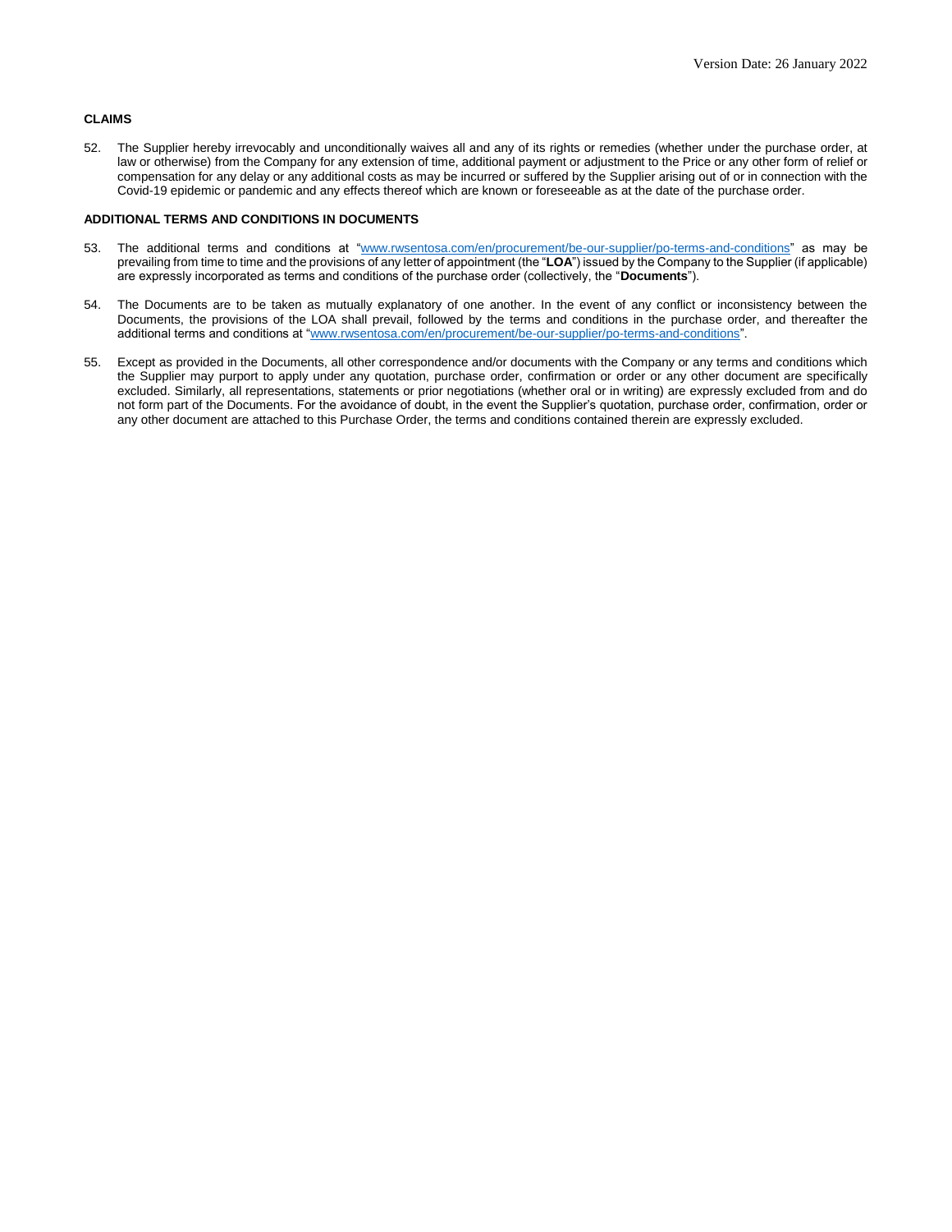**CLAIMS**

52. The Supplier hereby irrevocably and unconditionally waives all and any of its rights or remedies (whether under the purchase order, at law or otherwise) from the Company for any extension of time, additional payment or adjustment to the Price or any other form of relief or compensation for any delay or any additional costs as may be incurred or suffered by the Supplier arising out of or in connection with the Covid-19 epidemic or pandemic and any effects thereof which are known or foreseeable as at the date of the purchase order.

**ADDITIONAL TERMS AND CONDITIONS IN DOCUMENTS**

53. The additional terms and conditions at "www.rwsentosa.com/en/procurement/be-our-supplier/po-terms-and-conditions" as may be prevailing from time to time and the provisions of any letter of appointment (the "**LOA**") issued by the Company to the Supplier (if applicable) are expressly incorporated as terms and conditions of the purchase order (collectively, the "**Documents**").

54. The Documents are to be taken as mutually explanatory of one another. In the event of any conflict or inconsistency between the Documents, the provisions of the LOA shall prevail, followed by the terms and conditions in the purchase order, and thereafter the additional terms and conditions at "www.rwsentosa.com/en/procurement/be-our-supplier/po-terms-and-conditions".

55. Except as provided in the Documents, all other correspondence and/or documents with the Company or any terms and conditions which the Supplier may purport to apply under any quotation, purchase order, confirmation or order or any other document are specifically excluded. Similarly, all representations, statements or prior negotiations (whether oral or in writing) are expressly excluded from and do not form part of the Documents. For the avoidance of doubt, in the event the Supplier's quotation, purchase order, confirmation, order or any other document are attached to this Purchase Order, the terms and conditions contained therein are expressly excluded.